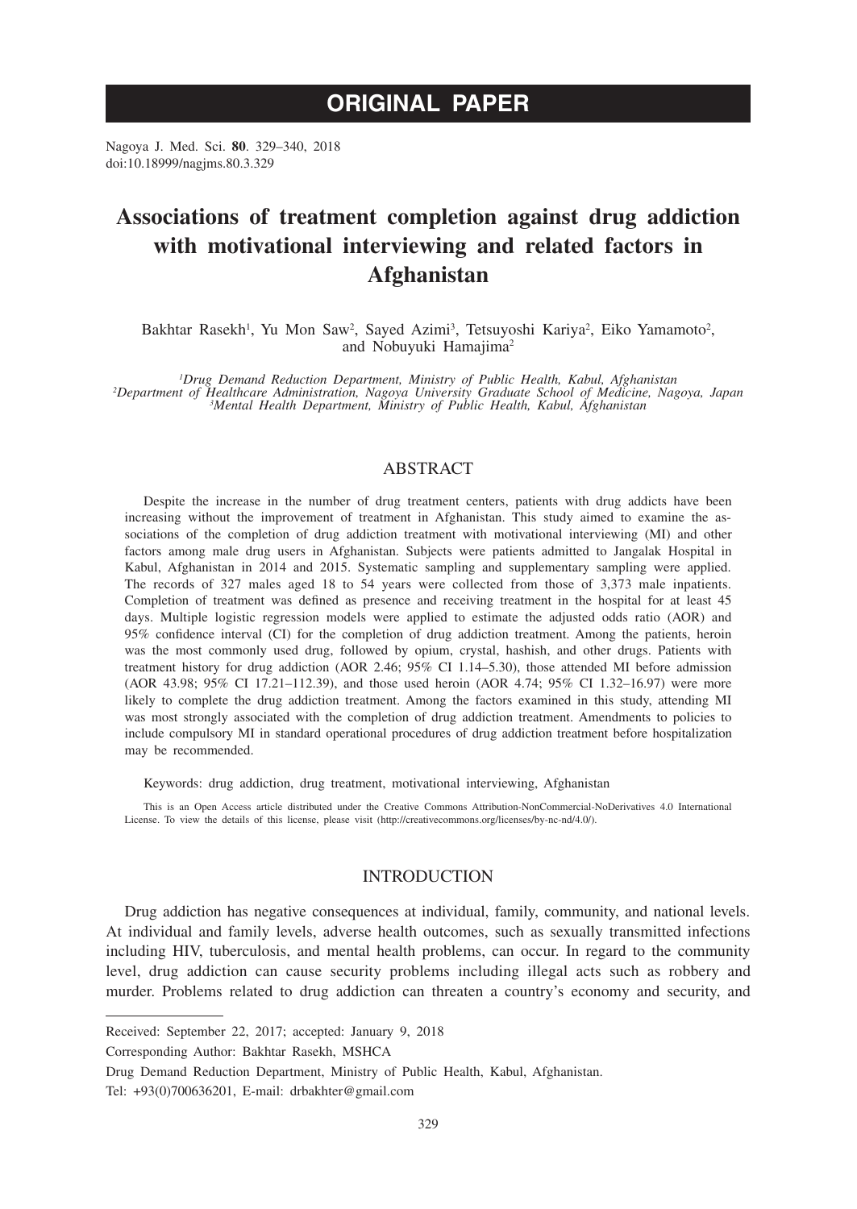# ORIGINAL PAPER

# Associations of treatment completion against drug addiction with motivational interviewing and related factors in Afghanistan

Bakhtar Rasekh[1], Yu Mon Saw[2], Sayed Azimi[3], Tetsuyoshi Kariya[2], Eiko Yamamoto[2], and Nobuyuki Hamajima[2]

*[1]Drug Demand Reduction Department, Ministry of Public Health, Kabul, Afghanistan*
*[2]Department of Healthcare Administration, Nagoya University Graduate School of Medicine, Nagoya, Japan*
*[3]Mental Health Department, Ministry of Public Health, Kabul, Afghanistan*

## ABSTRACT

Despite the increase in the number of drug treatment centers, patients with drug addicts have been increasing without the improvement of treatment in Afghanistan. This study aimed to examine the associations of the completion of drug addiction treatment with motivational interviewing (MI) and other factors among male drug users in Afghanistan. Subjects were patients admitted to Jangalak Hospital in Kabul, Afghanistan in 2014 and 2015. Systematic sampling and supplementary sampling were applied. The records of 327 males aged 18 to 54 years were collected from those of 3,373 male inpatients. Completion of treatment was defined as presence and receiving treatment in the hospital for at least 45 days. Multiple logistic regression models were applied to estimate the adjusted odds ratio (AOR) and 95% confidence interval (CI) for the completion of drug addiction treatment. Among the patients, heroin was the most commonly used drug, followed by opium, crystal, hashish, and other drugs. Patients with treatment history for drug addiction (AOR 2.46; 95% CI 1.14–5.30), those attended MI before admission (AOR 43.98; 95% CI 17.21–112.39), and those used heroin (AOR 4.74; 95% CI 1.32–16.97) were more likely to complete the drug addiction treatment. Among the factors examined in this study, attending MI was most strongly associated with the completion of drug addiction treatment. Amendments to policies to include compulsory MI in standard operational procedures of drug addiction treatment before hospitalization may be recommended.

Keywords: drug addiction, drug treatment, motivational interviewing, Afghanistan

This is an Open Access article distributed under the Creative Commons Attribution-NonCommercial-NoDerivatives 4.0 International License. To view the details of this license, please visit (http://creativecommons.org/licenses/by-nc-nd/4.0/).

## INTRODUCTION

Drug addiction has negative consequences at individual, family, community, and national levels. At individual and family levels, adverse health outcomes, such as sexually transmitted infections including HIV, tuberculosis, and mental health problems, can occur. In regard to the community level, drug addiction can cause security problems including illegal acts such as robbery and murder. Problems related to drug addiction can threaten a country's economy and security, and

---

Received: September 22, 2017; accepted: January 9, 2018

Corresponding Author: Bakhtar Rasekh, MSHCA

Drug Demand Reduction Department, Ministry of Public Health, Kabul, Afghanistan.

Tel: +93(0)700636201, E-mail: drbakhter@gmail.com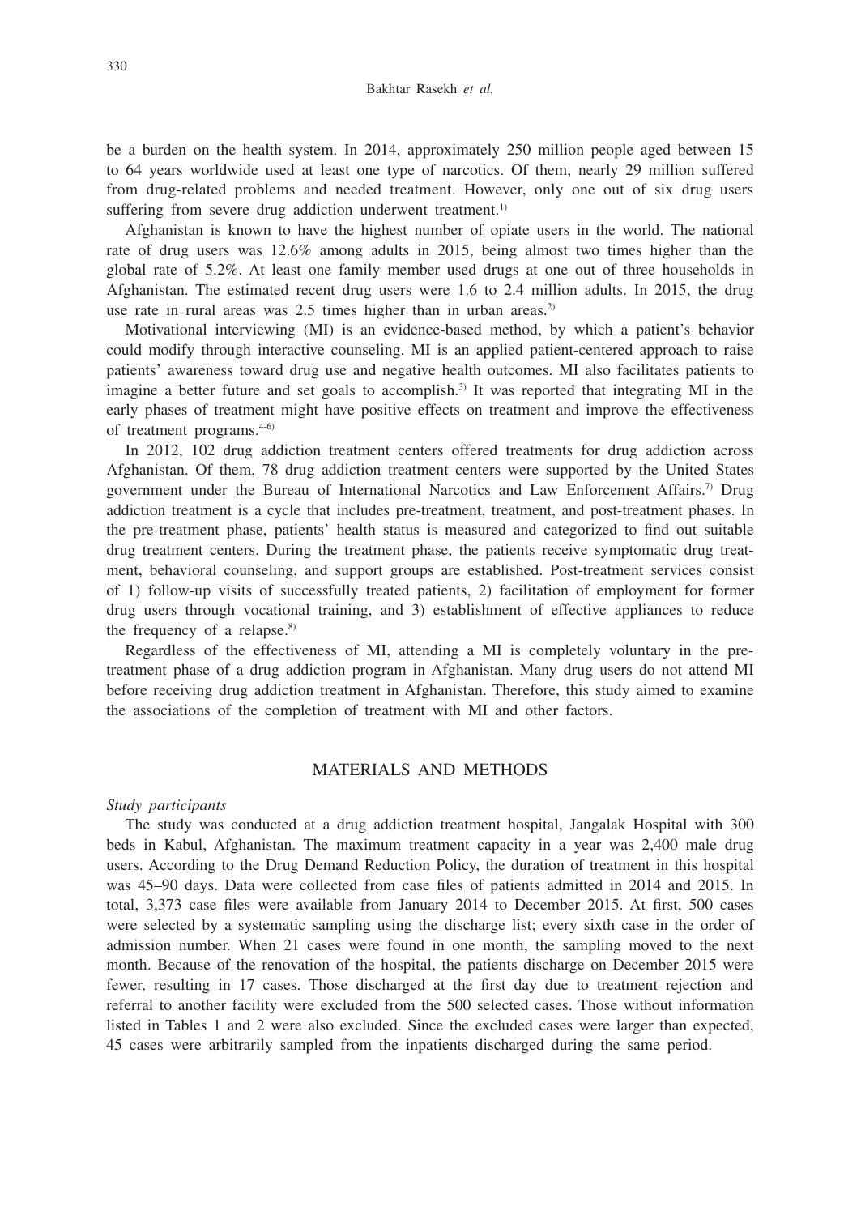be a burden on the health system. In 2014, approximately 250 million people aged between 15 to 64 years worldwide used at least one type of narcotics. Of them, nearly 29 million suffered from drug-related problems and needed treatment. However, only one out of six drug users suffering from severe drug addiction underwent treatment.[1)]

Afghanistan is known to have the highest number of opiate users in the world. The national rate of drug users was 12.6% among adults in 2015, being almost two times higher than the global rate of 5.2%. At least one family member used drugs at one out of three households in Afghanistan. The estimated recent drug users were 1.6 to 2.4 million adults. In 2015, the drug use rate in rural areas was 2.5 times higher than in urban areas.[2)]

Motivational interviewing (MI) is an evidence-based method, by which a patient's behavior could modify through interactive counseling. MI is an applied patient-centered approach to raise patients' awareness toward drug use and negative health outcomes. MI also facilitates patients to imagine a better future and set goals to accomplish.[3)] It was reported that integrating MI in the early phases of treatment might have positive effects on treatment and improve the effectiveness of treatment programs.[4-6)]

In 2012, 102 drug addiction treatment centers offered treatments for drug addiction across Afghanistan. Of them, 78 drug addiction treatment centers were supported by the United States government under the Bureau of International Narcotics and Law Enforcement Affairs.[7)] Drug addiction treatment is a cycle that includes pre-treatment, treatment, and post-treatment phases. In the pre-treatment phase, patients' health status is measured and categorized to find out suitable drug treatment centers. During the treatment phase, the patients receive symptomatic drug treatment, behavioral counseling, and support groups are established. Post-treatment services consist of 1) follow-up visits of successfully treated patients, 2) facilitation of employment for former drug users through vocational training, and 3) establishment of effective appliances to reduce the frequency of a relapse.[8)]

Regardless of the effectiveness of MI, attending a MI is completely voluntary in the pre-treatment phase of a drug addiction program in Afghanistan. Many drug users do not attend MI before receiving drug addiction treatment in Afghanistan. Therefore, this study aimed to examine the associations of the completion of treatment with MI and other factors.

## MATERIALS AND METHODS

*Study participants*

The study was conducted at a drug addiction treatment hospital, Jangalak Hospital with 300 beds in Kabul, Afghanistan. The maximum treatment capacity in a year was 2,400 male drug users. According to the Drug Demand Reduction Policy, the duration of treatment in this hospital was 45–90 days. Data were collected from case files of patients admitted in 2014 and 2015. In total, 3,373 case files were available from January 2014 to December 2015. At first, 500 cases were selected by a systematic sampling using the discharge list; every sixth case in the order of admission number. When 21 cases were found in one month, the sampling moved to the next month. Because of the renovation of the hospital, the patients discharge on December 2015 were fewer, resulting in 17 cases. Those discharged at the first day due to treatment rejection and referral to another facility were excluded from the 500 selected cases. Those without information listed in Tables 1 and 2 were also excluded. Since the excluded cases were larger than expected, 45 cases were arbitrarily sampled from the inpatients discharged during the same period.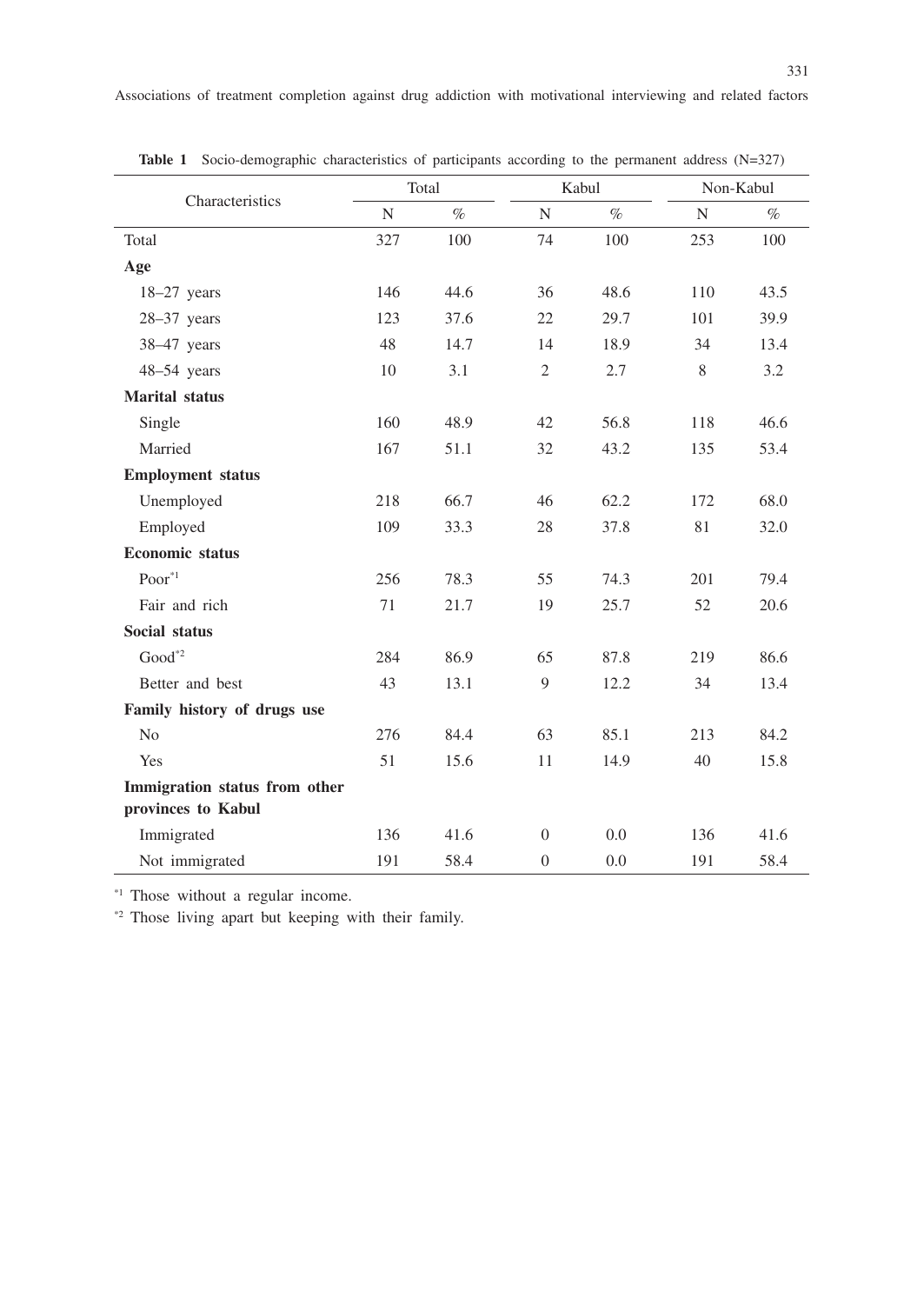**Table 1** Socio-demographic characteristics of participants according to the permanent address (N=327)

| Characteristics | Total | | Kabul | | Non-Kabul | |
|---|---|---|---|---|---|---|
| | N | % | N | % | N | % |
| Total | 327 | 100 | 74 | 100 | 253 | 100 |
| **Age** | | | | | | |
| 18–27 years | 146 | 44.6 | 36 | 48.6 | 110 | 43.5 |
| 28–37 years | 123 | 37.6 | 22 | 29.7 | 101 | 39.9 |
| 38–47 years | 48 | 14.7 | 14 | 18.9 | 34 | 13.4 |
| 48–54 years | 10 | 3.1 | 2 | 2.7 | 8 | 3.2 |
| **Marital status** | | | | | | |
| Single | 160 | 48.9 | 42 | 56.8 | 118 | 46.6 |
| Married | 167 | 51.1 | 32 | 43.2 | 135 | 53.4 |
| **Employment status** | | | | | | |
| Unemployed | 218 | 66.7 | 46 | 62.2 | 172 | 68.0 |
| Employed | 109 | 33.3 | 28 | 37.8 | 81 | 32.0 |
| **Economic status** | | | | | | |
| Poor*1 | 256 | 78.3 | 55 | 74.3 | 201 | 79.4 |
| Fair and rich | 71 | 21.7 | 19 | 25.7 | 52 | 20.6 |
| **Social status** | | | | | | |
| Good*2 | 284 | 86.9 | 65 | 87.8 | 219 | 86.6 |
| Better and best | 43 | 13.1 | 9 | 12.2 | 34 | 13.4 |
| **Family history of drugs use** | | | | | | |
| No | 276 | 84.4 | 63 | 85.1 | 213 | 84.2 |
| Yes | 51 | 15.6 | 11 | 14.9 | 40 | 15.8 |
| **Immigration status from other provinces to Kabul** | | | | | | |
| Immigrated | 136 | 41.6 | 0 | 0.0 | 136 | 41.6 |
| Not immigrated | 191 | 58.4 | 0 | 0.0 | 191 | 58.4 |

*1 Those without a regular income.

*2 Those living apart but keeping with their family.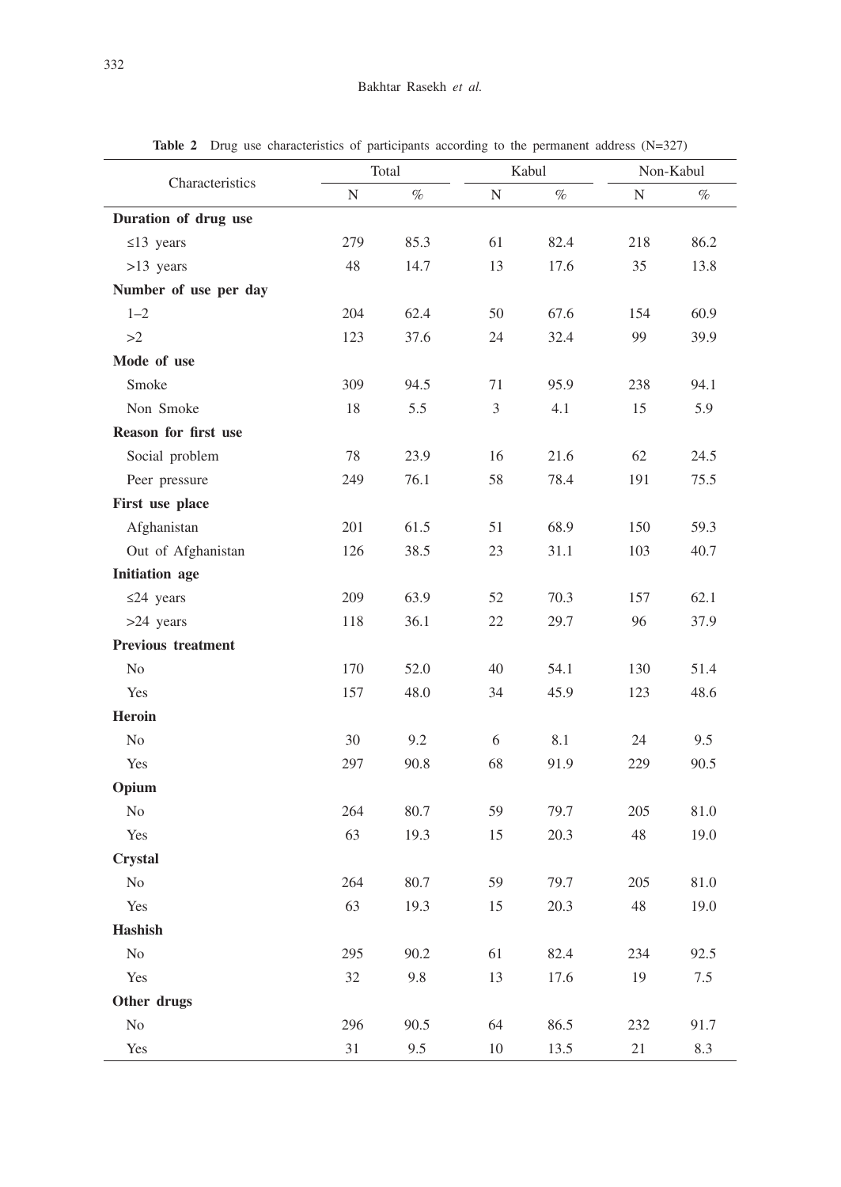**Table 2** Drug use characteristics of participants according to the permanent address (N=327)

| Characteristics | Total | | Kabul | | Non-Kabul | |
|---|---|---|---|---|---|---|
| | N | % | N | % | N | % |
| **Duration of drug use** | | | | | | |
| ≤13 years | 279 | 85.3 | 61 | 82.4 | 218 | 86.2 |
| >13 years | 48 | 14.7 | 13 | 17.6 | 35 | 13.8 |
| **Number of use per day** | | | | | | |
| 1–2 | 204 | 62.4 | 50 | 67.6 | 154 | 60.9 |
| >2 | 123 | 37.6 | 24 | 32.4 | 99 | 39.9 |
| **Mode of use** | | | | | | |
| Smoke | 309 | 94.5 | 71 | 95.9 | 238 | 94.1 |
| Non Smoke | 18 | 5.5 | 3 | 4.1 | 15 | 5.9 |
| **Reason for first use** | | | | | | |
| Social problem | 78 | 23.9 | 16 | 21.6 | 62 | 24.5 |
| Peer pressure | 249 | 76.1 | 58 | 78.4 | 191 | 75.5 |
| **First use place** | | | | | | |
| Afghanistan | 201 | 61.5 | 51 | 68.9 | 150 | 59.3 |
| Out of Afghanistan | 126 | 38.5 | 23 | 31.1 | 103 | 40.7 |
| **Initiation age** | | | | | | |
| ≤24 years | 209 | 63.9 | 52 | 70.3 | 157 | 62.1 |
| >24 years | 118 | 36.1 | 22 | 29.7 | 96 | 37.9 |
| **Previous treatment** | | | | | | |
| No | 170 | 52.0 | 40 | 54.1 | 130 | 51.4 |
| Yes | 157 | 48.0 | 34 | 45.9 | 123 | 48.6 |
| **Heroin** | | | | | | |
| No | 30 | 9.2 | 6 | 8.1 | 24 | 9.5 |
| Yes | 297 | 90.8 | 68 | 91.9 | 229 | 90.5 |
| **Opium** | | | | | | |
| No | 264 | 80.7 | 59 | 79.7 | 205 | 81.0 |
| Yes | 63 | 19.3 | 15 | 20.3 | 48 | 19.0 |
| **Crystal** | | | | | | |
| No | 264 | 80.7 | 59 | 79.7 | 205 | 81.0 |
| Yes | 63 | 19.3 | 15 | 20.3 | 48 | 19.0 |
| **Hashish** | | | | | | |
| No | 295 | 90.2 | 61 | 82.4 | 234 | 92.5 |
| Yes | 32 | 9.8 | 13 | 17.6 | 19 | 7.5 |
| **Other drugs** | | | | | | |
| No | 296 | 90.5 | 64 | 86.5 | 232 | 91.7 |
| Yes | 31 | 9.5 | 10 | 13.5 | 21 | 8.3 |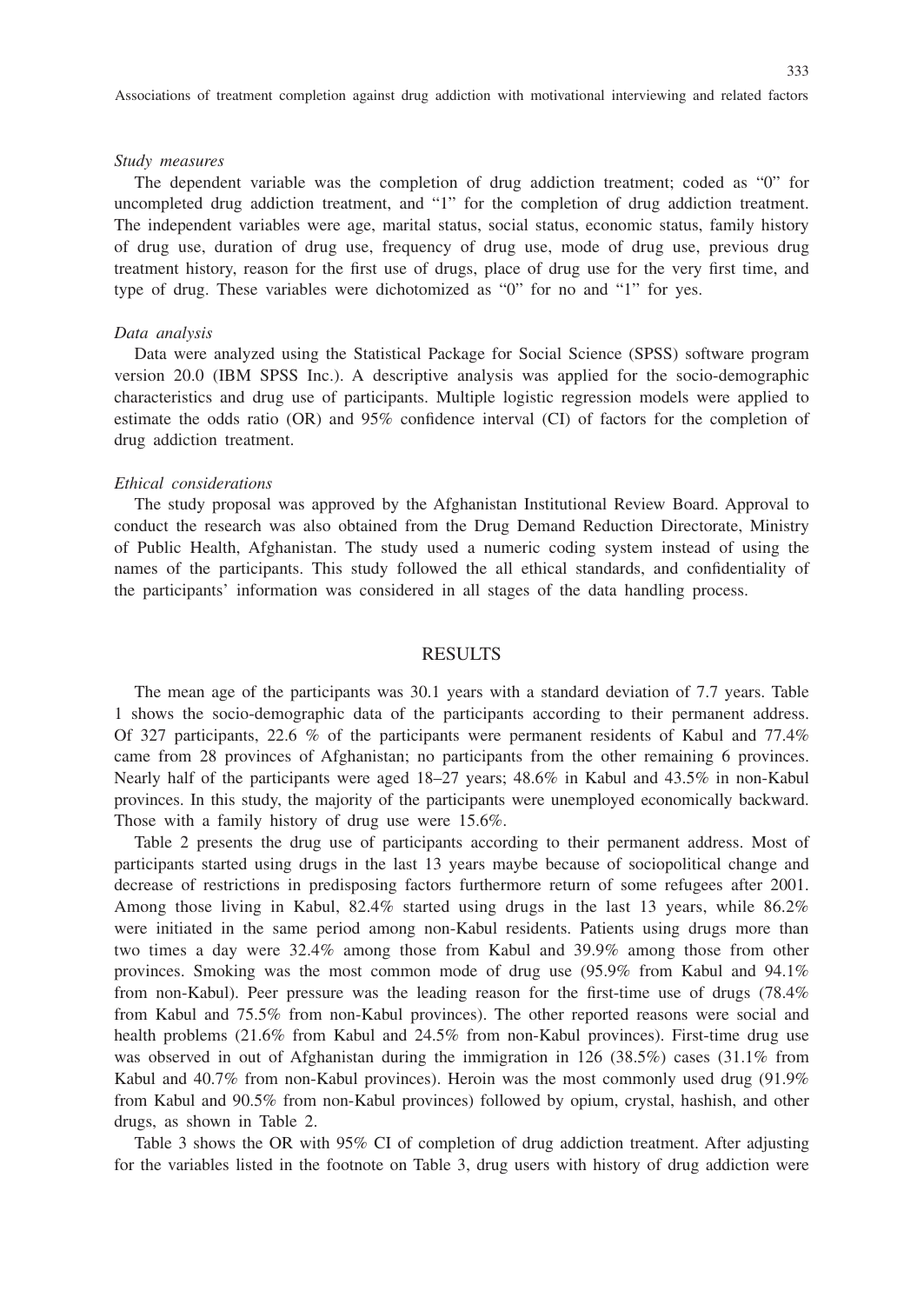*Study measures*

The dependent variable was the completion of drug addiction treatment; coded as "0" for uncompleted drug addiction treatment, and "1" for the completion of drug addiction treatment. The independent variables were age, marital status, social status, economic status, family history of drug use, duration of drug use, frequency of drug use, mode of drug use, previous drug treatment history, reason for the first use of drugs, place of drug use for the very first time, and type of drug. These variables were dichotomized as "0" for no and "1" for yes.

*Data analysis*

Data were analyzed using the Statistical Package for Social Science (SPSS) software program version 20.0 (IBM SPSS Inc.). A descriptive analysis was applied for the socio-demographic characteristics and drug use of participants. Multiple logistic regression models were applied to estimate the odds ratio (OR) and 95% confidence interval (CI) of factors for the completion of drug addiction treatment.

*Ethical considerations*

The study proposal was approved by the Afghanistan Institutional Review Board. Approval to conduct the research was also obtained from the Drug Demand Reduction Directorate, Ministry of Public Health, Afghanistan. The study used a numeric coding system instead of using the names of the participants. This study followed the all ethical standards, and confidentiality of the participants' information was considered in all stages of the data handling process.

## RESULTS

The mean age of the participants was 30.1 years with a standard deviation of 7.7 years. Table 1 shows the socio-demographic data of the participants according to their permanent address. Of 327 participants, 22.6 % of the participants were permanent residents of Kabul and 77.4% came from 28 provinces of Afghanistan; no participants from the other remaining 6 provinces. Nearly half of the participants were aged 18–27 years; 48.6% in Kabul and 43.5% in non-Kabul provinces. In this study, the majority of the participants were unemployed economically backward. Those with a family history of drug use were 15.6%.

Table 2 presents the drug use of participants according to their permanent address. Most of participants started using drugs in the last 13 years maybe because of sociopolitical change and decrease of restrictions in predisposing factors furthermore return of some refugees after 2001. Among those living in Kabul, 82.4% started using drugs in the last 13 years, while 86.2% were initiated in the same period among non-Kabul residents. Patients using drugs more than two times a day were 32.4% among those from Kabul and 39.9% among those from other provinces. Smoking was the most common mode of drug use (95.9% from Kabul and 94.1% from non-Kabul). Peer pressure was the leading reason for the first-time use of drugs (78.4% from Kabul and 75.5% from non-Kabul provinces). The other reported reasons were social and health problems (21.6% from Kabul and 24.5% from non-Kabul provinces). First-time drug use was observed in out of Afghanistan during the immigration in 126 (38.5%) cases (31.1% from Kabul and 40.7% from non-Kabul provinces). Heroin was the most commonly used drug (91.9% from Kabul and 90.5% from non-Kabul provinces) followed by opium, crystal, hashish, and other drugs, as shown in Table 2.

Table 3 shows the OR with 95% CI of completion of drug addiction treatment. After adjusting for the variables listed in the footnote on Table 3, drug users with history of drug addiction were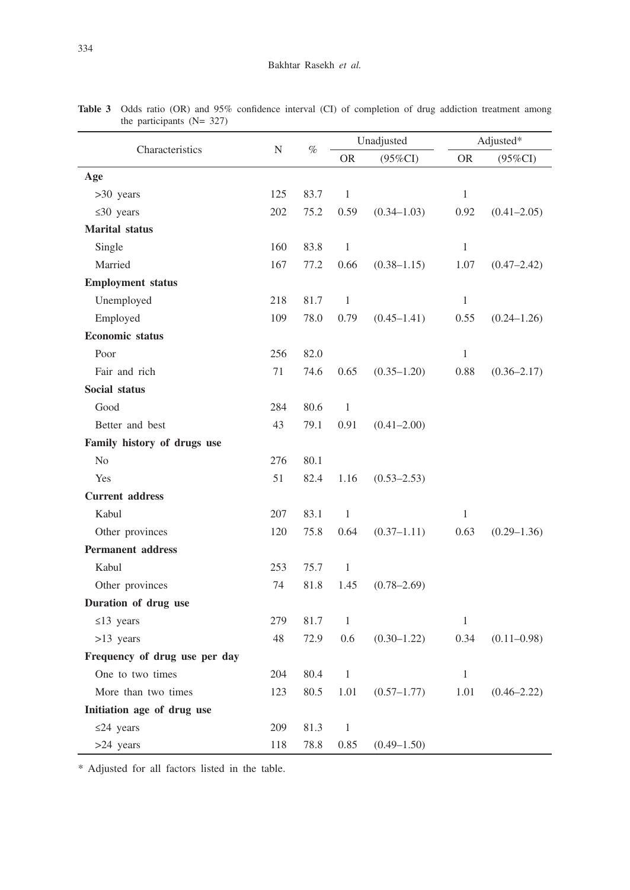**Table 3** Odds ratio (OR) and 95% confidence interval (CI) of completion of drug addiction treatment among the participants (N= 327)

| Characteristics | N | % | Unadjusted | | Adjusted* | |
|---|---|---|---|---|---|---|
| | | | OR | (95%CI) | OR | (95%CI) |
| **Age** | | | | | | |
| >30 years | 125 | 83.7 | 1 | | 1 | |
| ≤30 years | 202 | 75.2 | 0.59 | (0.34–1.03) | 0.92 | (0.41–2.05) |
| **Marital status** | | | | | | |
| Single | 160 | 83.8 | 1 | | 1 | |
| Married | 167 | 77.2 | 0.66 | (0.38–1.15) | 1.07 | (0.47–2.42) |
| **Employment status** | | | | | | |
| Unemployed | 218 | 81.7 | 1 | | 1 | |
| Employed | 109 | 78.0 | 0.79 | (0.45–1.41) | 0.55 | (0.24–1.26) |
| **Economic status** | | | | | | |
| Poor | 256 | 82.0 | | | 1 | |
| Fair and rich | 71 | 74.6 | 0.65 | (0.35–1.20) | 0.88 | (0.36–2.17) |
| **Social status** | | | | | | |
| Good | 284 | 80.6 | 1 | | | |
| Better and best | 43 | 79.1 | 0.91 | (0.41–2.00) | | |
| **Family history of drugs use** | | | | | | |
| No | 276 | 80.1 | | | | |
| Yes | 51 | 82.4 | 1.16 | (0.53–2.53) | | |
| **Current address** | | | | | | |
| Kabul | 207 | 83.1 | 1 | | 1 | |
| Other provinces | 120 | 75.8 | 0.64 | (0.37–1.11) | 0.63 | (0.29–1.36) |
| **Permanent address** | | | | | | |
| Kabul | 253 | 75.7 | 1 | | | |
| Other provinces | 74 | 81.8 | 1.45 | (0.78–2.69) | | |
| **Duration of drug use** | | | | | | |
| ≤13 years | 279 | 81.7 | 1 | | 1 | |
| >13 years | 48 | 72.9 | 0.6 | (0.30–1.22) | 0.34 | (0.11–0.98) |
| **Frequency of drug use per day** | | | | | | |
| One to two times | 204 | 80.4 | 1 | | 1 | |
| More than two times | 123 | 80.5 | 1.01 | (0.57–1.77) | 1.01 | (0.46–2.22) |
| **Initiation age of drug use** | | | | | | |
| ≤24 years | 209 | 81.3 | 1 | | | |
| >24 years | 118 | 78.8 | 0.85 | (0.49–1.50) | | |

\* Adjusted for all factors listed in the table.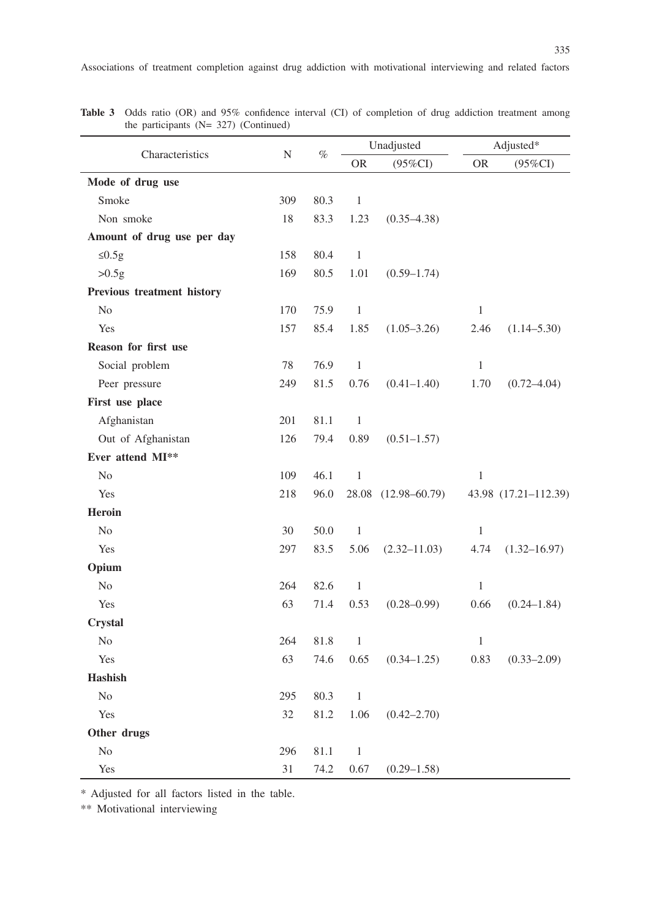**Table 3** Odds ratio (OR) and 95% confidence interval (CI) of completion of drug addiction treatment among the participants (N= 327) (Continued)

| Characteristics | N | % | Unadjusted | | Adjusted* | |
|---|---|---|---|---|---|---|
| | | | OR | (95%CI) | OR | (95%CI) |
| **Mode of drug use** | | | | | | |
| Smoke | 309 | 80.3 | 1 | | | |
| Non smoke | 18 | 83.3 | 1.23 | (0.35–4.38) | | |
| **Amount of drug use per day** | | | | | | |
| ≤0.5g | 158 | 80.4 | 1 | | | |
| >0.5g | 169 | 80.5 | 1.01 | (0.59–1.74) | | |
| **Previous treatment history** | | | | | | |
| No | 170 | 75.9 | 1 | | 1 | |
| Yes | 157 | 85.4 | 1.85 | (1.05–3.26) | 2.46 | (1.14–5.30) |
| **Reason for first use** | | | | | | |
| Social problem | 78 | 76.9 | 1 | | 1 | |
| Peer pressure | 249 | 81.5 | 0.76 | (0.41–1.40) | 1.70 | (0.72–4.04) |
| **First use place** | | | | | | |
| Afghanistan | 201 | 81.1 | 1 | | | |
| Out of Afghanistan | 126 | 79.4 | 0.89 | (0.51–1.57) | | |
| **Ever attend MI**** | | | | | | |
| No | 109 | 46.1 | 1 | | 1 | |
| Yes | 218 | 96.0 | 28.08 | (12.98–60.79) | 43.98 | (17.21–112.39) |
| **Heroin** | | | | | | |
| No | 30 | 50.0 | 1 | | 1 | |
| Yes | 297 | 83.5 | 5.06 | (2.32–11.03) | 4.74 | (1.32–16.97) |
| **Opium** | | | | | | |
| No | 264 | 82.6 | 1 | | 1 | |
| Yes | 63 | 71.4 | 0.53 | (0.28–0.99) | 0.66 | (0.24–1.84) |
| **Crystal** | | | | | | |
| No | 264 | 81.8 | 1 | | 1 | |
| Yes | 63 | 74.6 | 0.65 | (0.34–1.25) | 0.83 | (0.33–2.09) |
| **Hashish** | | | | | | |
| No | 295 | 80.3 | 1 | | | |
| Yes | 32 | 81.2 | 1.06 | (0.42–2.70) | | |
| **Other drugs** | | | | | | |
| No | 296 | 81.1 | 1 | | | |
| Yes | 31 | 74.2 | 0.67 | (0.29–1.58) | | |

* Adjusted for all factors listed in the table.

** Motivational interviewing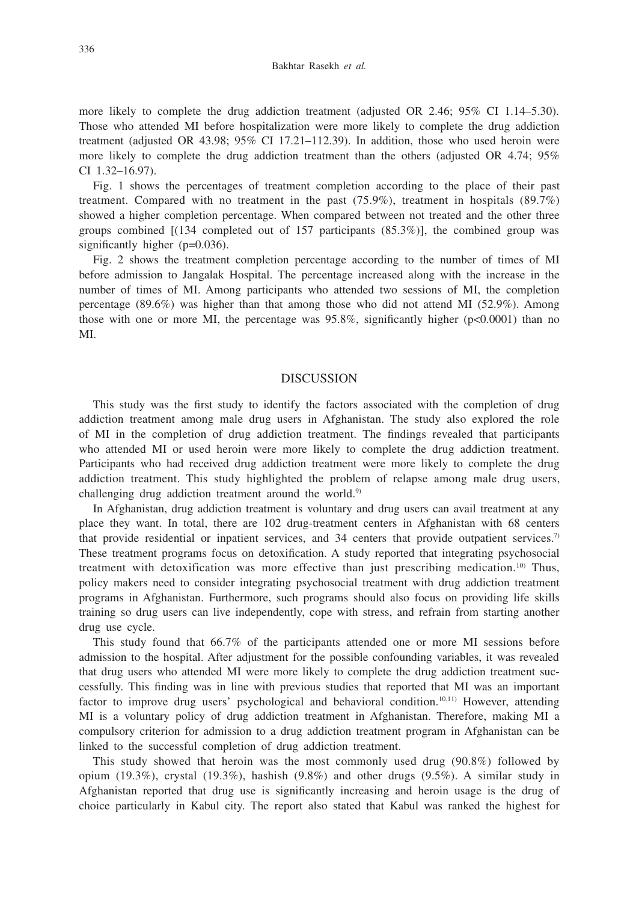more likely to complete the drug addiction treatment (adjusted OR 2.46; 95% CI 1.14–5.30). Those who attended MI before hospitalization were more likely to complete the drug addiction treatment (adjusted OR 43.98; 95% CI 17.21–112.39). In addition, those who used heroin were more likely to complete the drug addiction treatment than the others (adjusted OR 4.74; 95% CI 1.32–16.97).

Fig. 1 shows the percentages of treatment completion according to the place of their past treatment. Compared with no treatment in the past (75.9%), treatment in hospitals (89.7%) showed a higher completion percentage. When compared between not treated and the other three groups combined [(134 completed out of 157 participants (85.3%)], the combined group was significantly higher (p=0.036).

Fig. 2 shows the treatment completion percentage according to the number of times of MI before admission to Jangalak Hospital. The percentage increased along with the increase in the number of times of MI. Among participants who attended two sessions of MI, the completion percentage (89.6%) was higher than that among those who did not attend MI (52.9%). Among those with one or more MI, the percentage was 95.8%, significantly higher (p<0.0001) than no MI.

## DISCUSSION

This study was the first study to identify the factors associated with the completion of drug addiction treatment among male drug users in Afghanistan. The study also explored the role of MI in the completion of drug addiction treatment. The findings revealed that participants who attended MI or used heroin were more likely to complete the drug addiction treatment. Participants who had received drug addiction treatment were more likely to complete the drug addiction treatment. This study highlighted the problem of relapse among male drug users, challenging drug addiction treatment around the world.[9]

In Afghanistan, drug addiction treatment is voluntary and drug users can avail treatment at any place they want. In total, there are 102 drug-treatment centers in Afghanistan with 68 centers that provide residential or inpatient services, and 34 centers that provide outpatient services.[7] These treatment programs focus on detoxification. A study reported that integrating psychosocial treatment with detoxification was more effective than just prescribing medication.[10] Thus, policy makers need to consider integrating psychosocial treatment with drug addiction treatment programs in Afghanistan. Furthermore, such programs should also focus on providing life skills training so drug users can live independently, cope with stress, and refrain from starting another drug use cycle.

This study found that 66.7% of the participants attended one or more MI sessions before admission to the hospital. After adjustment for the possible confounding variables, it was revealed that drug users who attended MI were more likely to complete the drug addiction treatment successfully. This finding was in line with previous studies that reported that MI was an important factor to improve drug users' psychological and behavioral condition.[10,11] However, attending MI is a voluntary policy of drug addiction treatment in Afghanistan. Therefore, making MI a compulsory criterion for admission to a drug addiction treatment program in Afghanistan can be linked to the successful completion of drug addiction treatment.

This study showed that heroin was the most commonly used drug (90.8%) followed by opium (19.3%), crystal (19.3%), hashish (9.8%) and other drugs (9.5%). A similar study in Afghanistan reported that drug use is significantly increasing and heroin usage is the drug of choice particularly in Kabul city. The report also stated that Kabul was ranked the highest for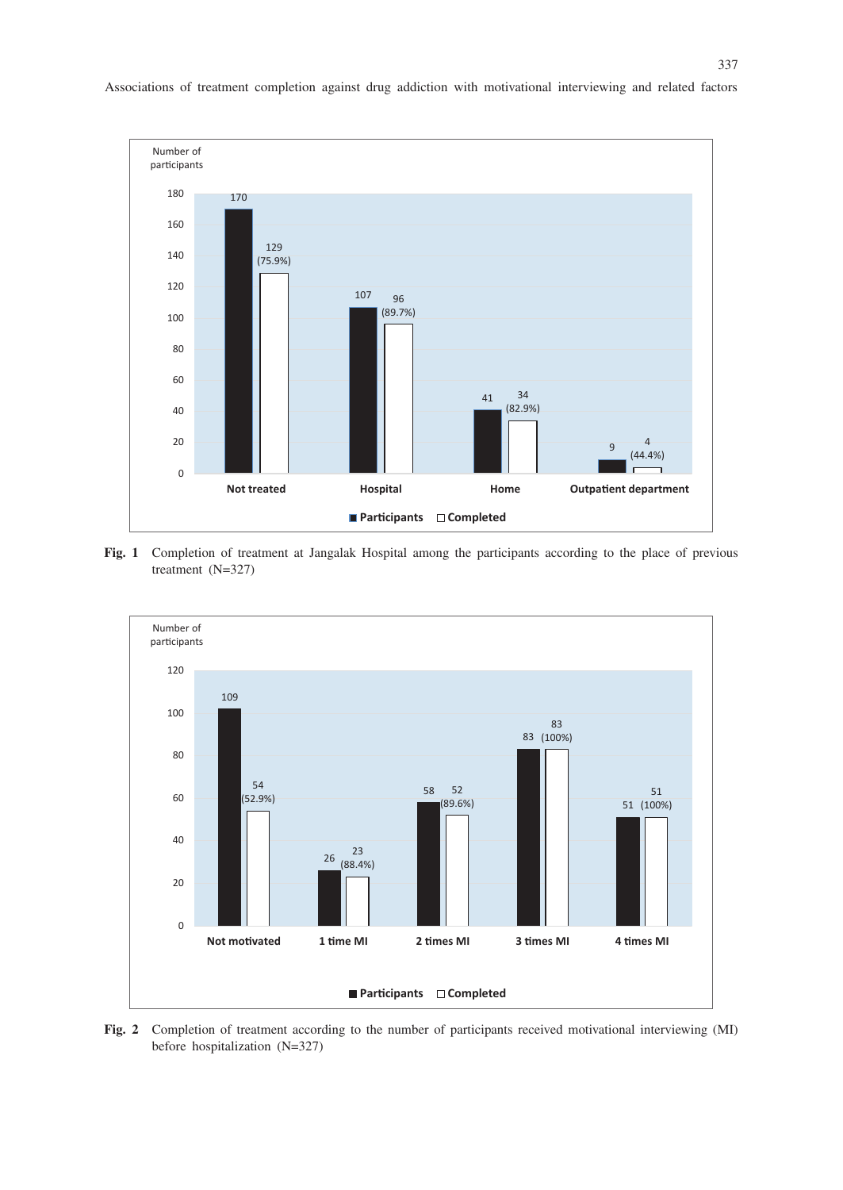**Fig. 1** Completion of treatment at Jangalak Hospital among the participants according to the place of previous treatment (N=327)

**Fig. 2** Completion of treatment according to the number of participants received motivational interviewing (MI) before hospitalization (N=327)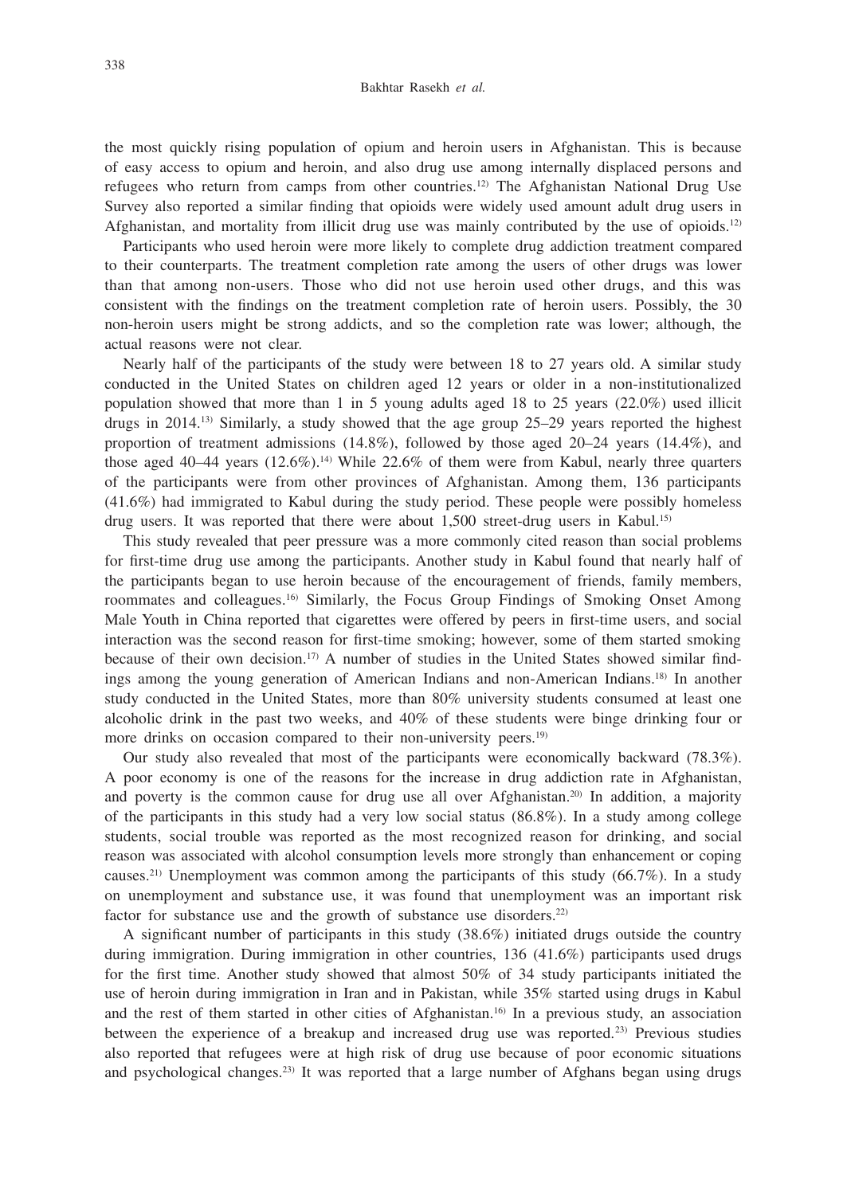the most quickly rising population of opium and heroin users in Afghanistan. This is because of easy access to opium and heroin, and also drug use among internally displaced persons and refugees who return from camps from other countries.[12] The Afghanistan National Drug Use Survey also reported a similar finding that opioids were widely used amount adult drug users in Afghanistan, and mortality from illicit drug use was mainly contributed by the use of opioids.[12]

Participants who used heroin were more likely to complete drug addiction treatment compared to their counterparts. The treatment completion rate among the users of other drugs was lower than that among non-users. Those who did not use heroin used other drugs, and this was consistent with the findings on the treatment completion rate of heroin users. Possibly, the 30 non-heroin users might be strong addicts, and so the completion rate was lower; although, the actual reasons were not clear.

Nearly half of the participants of the study were between 18 to 27 years old. A similar study conducted in the United States on children aged 12 years or older in a non-institutionalized population showed that more than 1 in 5 young adults aged 18 to 25 years (22.0%) used illicit drugs in 2014.[13] Similarly, a study showed that the age group 25–29 years reported the highest proportion of treatment admissions (14.8%), followed by those aged 20–24 years (14.4%), and those aged 40–44 years (12.6%).[14] While 22.6% of them were from Kabul, nearly three quarters of the participants were from other provinces of Afghanistan. Among them, 136 participants (41.6%) had immigrated to Kabul during the study period. These people were possibly homeless drug users. It was reported that there were about 1,500 street-drug users in Kabul.[15]

This study revealed that peer pressure was a more commonly cited reason than social problems for first-time drug use among the participants. Another study in Kabul found that nearly half of the participants began to use heroin because of the encouragement of friends, family members, roommates and colleagues.[16] Similarly, the Focus Group Findings of Smoking Onset Among Male Youth in China reported that cigarettes were offered by peers in first-time users, and social interaction was the second reason for first-time smoking; however, some of them started smoking because of their own decision.[17] A number of studies in the United States showed similar findings among the young generation of American Indians and non-American Indians.[18] In another study conducted in the United States, more than 80% university students consumed at least one alcoholic drink in the past two weeks, and 40% of these students were binge drinking four or more drinks on occasion compared to their non-university peers.[19]

Our study also revealed that most of the participants were economically backward (78.3%). A poor economy is one of the reasons for the increase in drug addiction rate in Afghanistan, and poverty is the common cause for drug use all over Afghanistan.[20] In addition, a majority of the participants in this study had a very low social status (86.8%). In a study among college students, social trouble was reported as the most recognized reason for drinking, and social reason was associated with alcohol consumption levels more strongly than enhancement or coping causes.[21] Unemployment was common among the participants of this study (66.7%). In a study on unemployment and substance use, it was found that unemployment was an important risk factor for substance use and the growth of substance use disorders.[22]

A significant number of participants in this study (38.6%) initiated drugs outside the country during immigration. During immigration in other countries, 136 (41.6%) participants used drugs for the first time. Another study showed that almost 50% of 34 study participants initiated the use of heroin during immigration in Iran and in Pakistan, while 35% started using drugs in Kabul and the rest of them started in other cities of Afghanistan.[16] In a previous study, an association between the experience of a breakup and increased drug use was reported.[23] Previous studies also reported that refugees were at high risk of drug use because of poor economic situations and psychological changes.[23] It was reported that a large number of Afghans began using drugs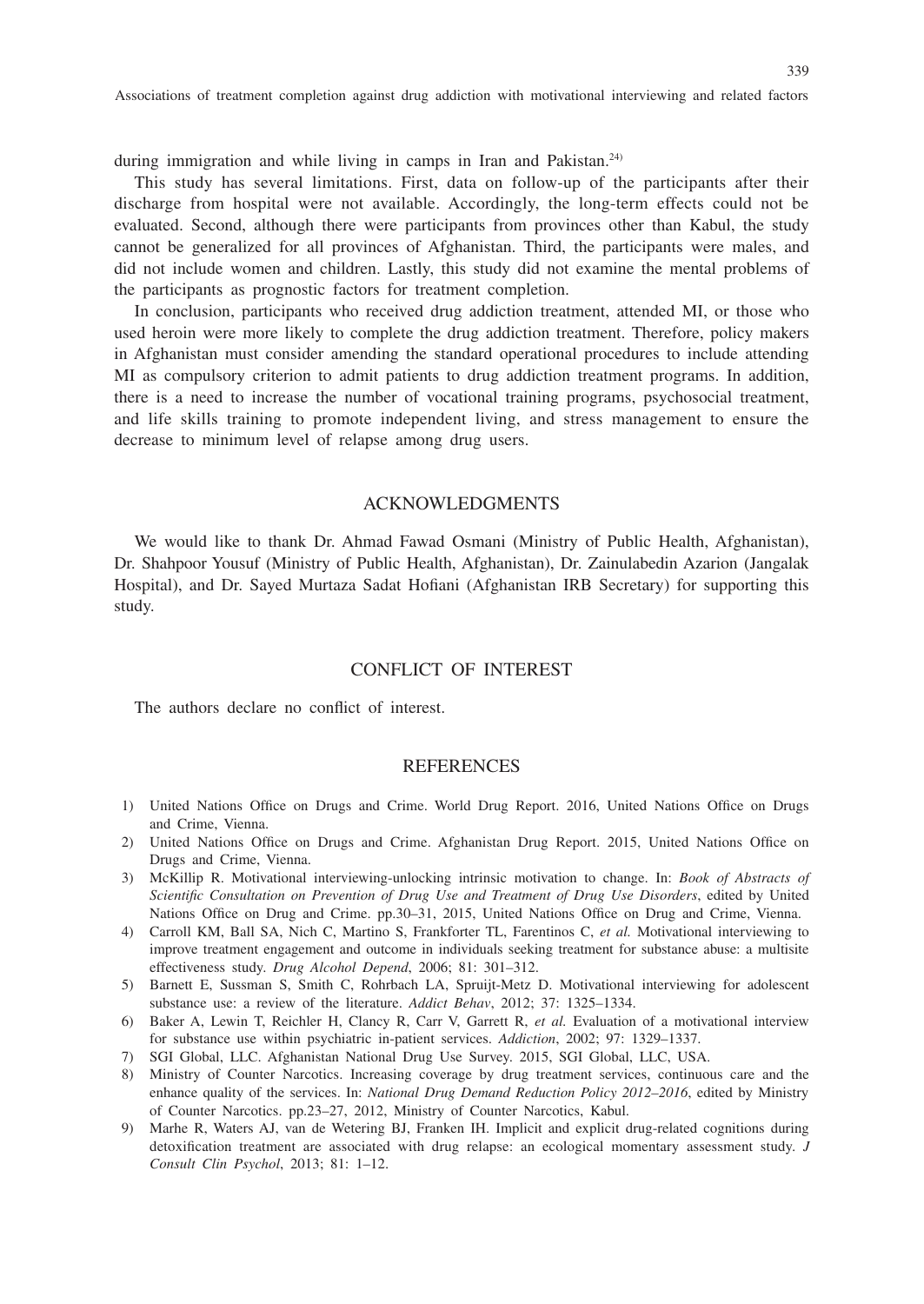during immigration and while living in camps in Iran and Pakistan.[24)]

This study has several limitations. First, data on follow-up of the participants after their discharge from hospital were not available. Accordingly, the long-term effects could not be evaluated. Second, although there were participants from provinces other than Kabul, the study cannot be generalized for all provinces of Afghanistan. Third, the participants were males, and did not include women and children. Lastly, this study did not examine the mental problems of the participants as prognostic factors for treatment completion.

In conclusion, participants who received drug addiction treatment, attended MI, or those who used heroin were more likely to complete the drug addiction treatment. Therefore, policy makers in Afghanistan must consider amending the standard operational procedures to include attending MI as compulsory criterion to admit patients to drug addiction treatment programs. In addition, there is a need to increase the number of vocational training programs, psychosocial treatment, and life skills training to promote independent living, and stress management to ensure the decrease to minimum level of relapse among drug users.

## ACKNOWLEDGMENTS

We would like to thank Dr. Ahmad Fawad Osmani (Ministry of Public Health, Afghanistan), Dr. Shahpoor Yousuf (Ministry of Public Health, Afghanistan), Dr. Zainulabedin Azarion (Jangalak Hospital), and Dr. Sayed Murtaza Sadat Hofiani (Afghanistan IRB Secretary) for supporting this study.

## CONFLICT OF INTEREST

The authors declare no conflict of interest.

## REFERENCES

1) United Nations Office on Drugs and Crime. World Drug Report. 2016, United Nations Office on Drugs and Crime, Vienna.
2) United Nations Office on Drugs and Crime. Afghanistan Drug Report. 2015, United Nations Office on Drugs and Crime, Vienna.
3) McKillip R. Motivational interviewing-unlocking intrinsic motivation to change. In: *Book of Abstracts of Scientific Consultation on Prevention of Drug Use and Treatment of Drug Use Disorders*, edited by United Nations Office on Drug and Crime. pp.30–31, 2015, United Nations Office on Drug and Crime, Vienna.
4) Carroll KM, Ball SA, Nich C, Martino S, Frankforter TL, Farentinos C, *et al.* Motivational interviewing to improve treatment engagement and outcome in individuals seeking treatment for substance abuse: a multisite effectiveness study. *Drug Alcohol Depend*, 2006; 81: 301–312.
5) Barnett E, Sussman S, Smith C, Rohrbach LA, Spruijt-Metz D. Motivational interviewing for adolescent substance use: a review of the literature. *Addict Behav*, 2012; 37: 1325–1334.
6) Baker A, Lewin T, Reichler H, Clancy R, Carr V, Garrett R, *et al.* Evaluation of a motivational interview for substance use within psychiatric in-patient services. *Addiction*, 2002; 97: 1329–1337.
7) SGI Global, LLC. Afghanistan National Drug Use Survey. 2015, SGI Global, LLC, USA.
8) Ministry of Counter Narcotics. Increasing coverage by drug treatment services, continuous care and the enhance quality of the services. In: *National Drug Demand Reduction Policy 2012–2016*, edited by Ministry of Counter Narcotics. pp.23–27, 2012, Ministry of Counter Narcotics, Kabul.
9) Marhe R, Waters AJ, van de Wetering BJ, Franken IH. Implicit and explicit drug-related cognitions during detoxification treatment are associated with drug relapse: an ecological momentary assessment study. *J Consult Clin Psychol*, 2013; 81: 1–12.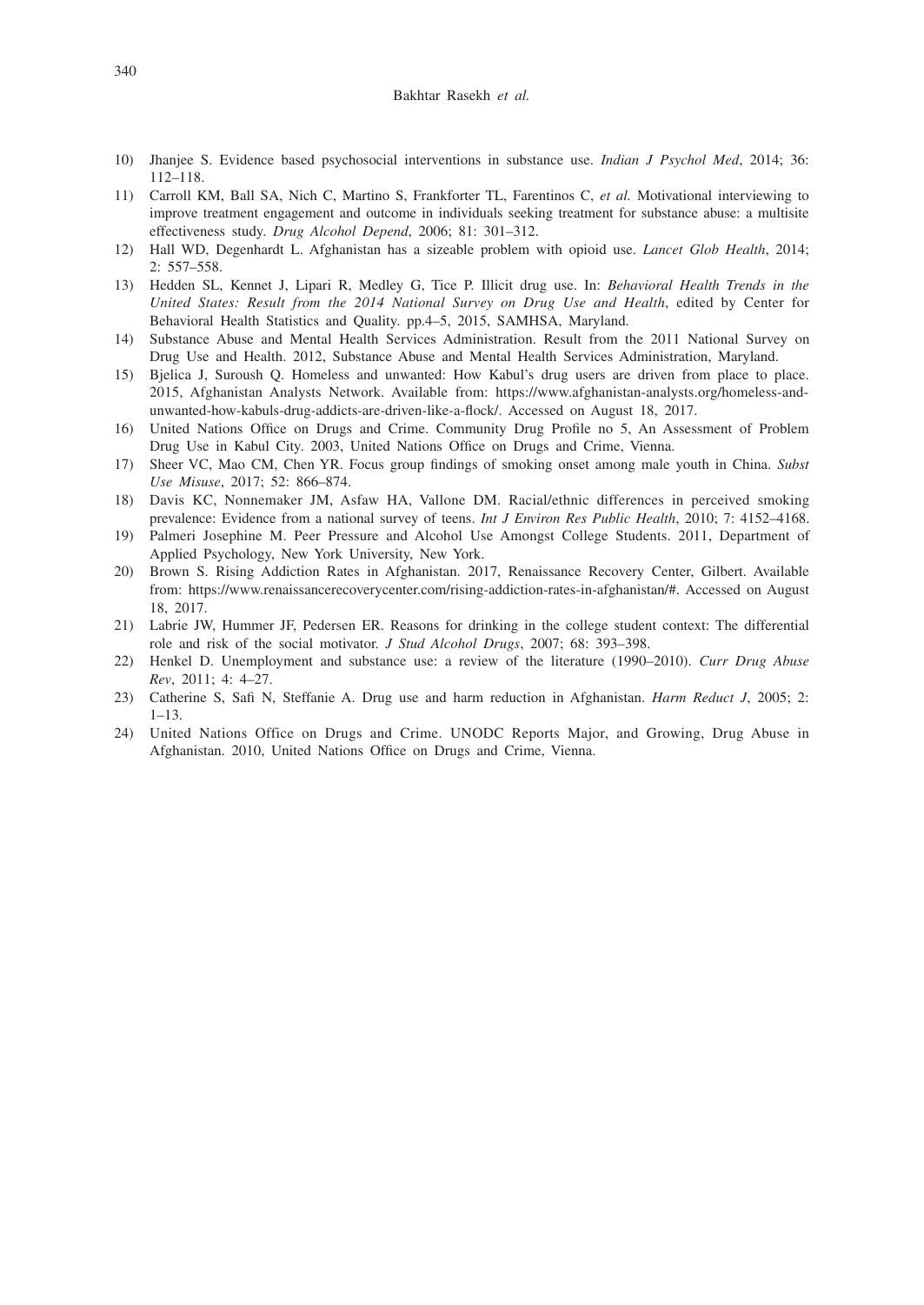10) Jhanjee S. Evidence based psychosocial interventions in substance use. *Indian J Psychol Med*, 2014; 36: 112–118.
11) Carroll KM, Ball SA, Nich C, Martino S, Frankforter TL, Farentinos C, *et al.* Motivational interviewing to improve treatment engagement and outcome in individuals seeking treatment for substance abuse: a multisite effectiveness study. *Drug Alcohol Depend*, 2006; 81: 301–312.
12) Hall WD, Degenhardt L. Afghanistan has a sizeable problem with opioid use. *Lancet Glob Health*, 2014; 2: 557–558.
13) Hedden SL, Kennet J, Lipari R, Medley G, Tice P. Illicit drug use. In: *Behavioral Health Trends in the United States: Result from the 2014 National Survey on Drug Use and Health*, edited by Center for Behavioral Health Statistics and Quality. pp.4–5, 2015, SAMHSA, Maryland.
14) Substance Abuse and Mental Health Services Administration. Result from the 2011 National Survey on Drug Use and Health. 2012, Substance Abuse and Mental Health Services Administration, Maryland.
15) Bjelica J, Suroush Q. Homeless and unwanted: How Kabul's drug users are driven from place to place. 2015, Afghanistan Analysts Network. Available from: https://www.afghanistan-analysts.org/homeless-and-unwanted-how-kabuls-drug-addicts-are-driven-like-a-flock/. Accessed on August 18, 2017.
16) United Nations Office on Drugs and Crime. Community Drug Profile no 5, An Assessment of Problem Drug Use in Kabul City. 2003, United Nations Office on Drugs and Crime, Vienna.
17) Sheer VC, Mao CM, Chen YR. Focus group findings of smoking onset among male youth in China. *Subst Use Misuse*, 2017; 52: 866–874.
18) Davis KC, Nonnemaker JM, Asfaw HA, Vallone DM. Racial/ethnic differences in perceived smoking prevalence: Evidence from a national survey of teens. *Int J Environ Res Public Health*, 2010; 7: 4152–4168.
19) Palmeri Josephine M. Peer Pressure and Alcohol Use Amongst College Students. 2011, Department of Applied Psychology, New York University, New York.
20) Brown S. Rising Addiction Rates in Afghanistan. 2017, Renaissance Recovery Center, Gilbert. Available from: https://www.renaissancerecoverycenter.com/rising-addiction-rates-in-afghanistan/#. Accessed on August 18, 2017.
21) Labrie JW, Hummer JF, Pedersen ER. Reasons for drinking in the college student context: The differential role and risk of the social motivator. *J Stud Alcohol Drugs*, 2007; 68: 393–398.
22) Henkel D. Unemployment and substance use: a review of the literature (1990–2010). *Curr Drug Abuse Rev*, 2011; 4: 4–27.
23) Catherine S, Safi N, Steffanie A. Drug use and harm reduction in Afghanistan. *Harm Reduct J*, 2005; 2: 1–13.
24) United Nations Office on Drugs and Crime. UNODC Reports Major, and Growing, Drug Abuse in Afghanistan. 2010, United Nations Office on Drugs and Crime, Vienna.